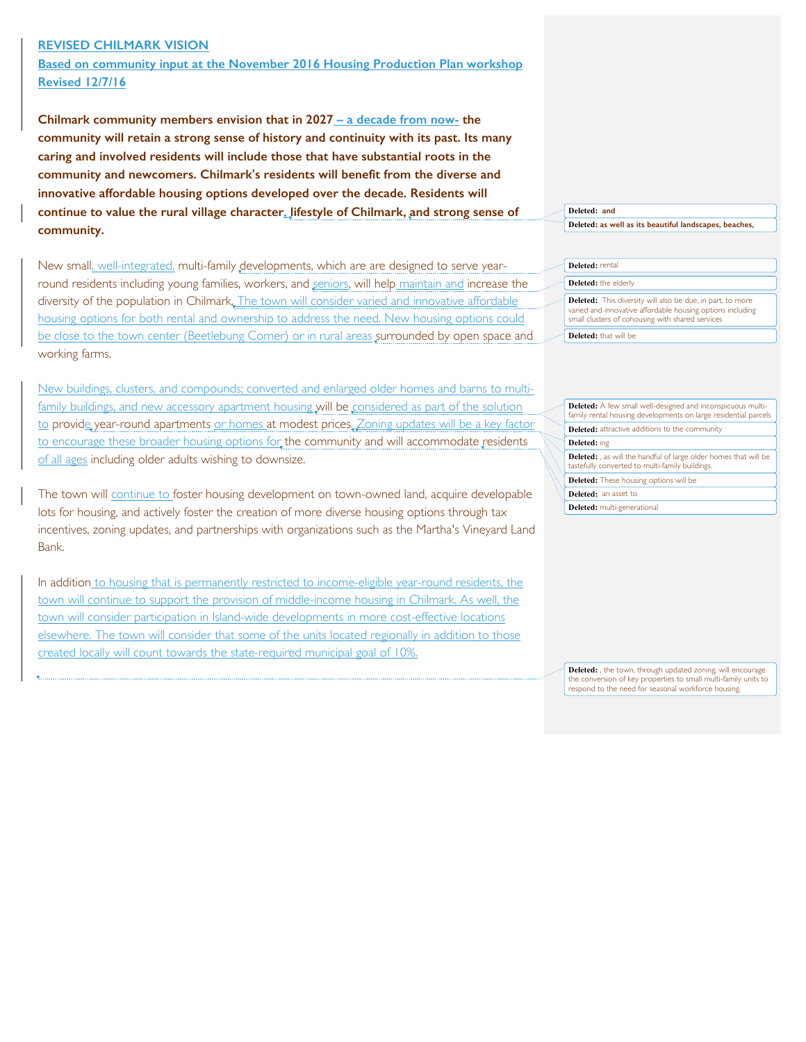**REVISED CHILMARK VISION**

**Based on community input at the November 2016 Housing Production Plan workshop**

**Revised 12/7/16**

**Chilmark community members envision that in 2027 – a decade from now- the community will retain a strong sense of history and continuity with its past. Its many caring and involved residents will include those that have substantial roots in the community and newcomers. Chilmark's residents will benefit from the diverse and innovative affordable housing options developed over the decade. Residents will continue to value the rural village character, lifestyle of Chilmark, and strong sense of community.**

New small, well-integrated, multi-family developments, which are are designed to serve year-round residents including young families, workers, and seniors, will help maintain and increase the diversity of the population in Chilmark. The town will consider varied and innovative affordable housing options for both rental and ownership to address the need. New housing options could be close to the town center (Beetlebung Corner) or in rural areas surrounded by open space and working farms.

New buildings, clusters, and compounds; converted and enlarged older homes and barns to multi-family buildings, and new accessory apartment housing will be considered as part of the solution to provide year-round apartments or homes at modest prices. Zoning updates will be a key factor to encourage these broader housing options for the community and will accommodate residents of all ages including older adults wishing to downsize.

The town will continue to foster housing development on town-owned land, acquire developable lots for housing, and actively foster the creation of more diverse housing options through tax incentives, zoning updates, and partnerships with organizations such as the Martha's Vineyard Land Bank.

In addition to housing that is permanently restricted to income-eligible year-round residents, the town will continue to support the provision of middle-income housing in Chilmark. As well, the town will consider participation in Island-wide developments in more cost-effective locations elsewhere. The town will consider that some of the units located regionally in addition to those created locally will count towards the state-required municipal goal of 10%.

**Deleted:** and

**Deleted:** as well as its beautiful landscapes, beaches,

**Deleted:** rental

**Deleted:** the elderly

**Deleted:** This diversity will also be due, in part, to more varied and innovative affordable housing options including small clusters of cohousing with shared services

**Deleted:** that will be

**Deleted:** A few small well-designed and inconspicuous multi-family rental housing developments on large residential parcels

**Deleted:** attractive additions to the community

**Deleted:** ing

**Deleted:** , as will the handful of large older homes that will be tastefully converted to multi-family buildings.

**Deleted:** These housing options will be

**Deleted:** an asset to

**Deleted:** multi-generational

**Deleted:** , the town, through updated zoning, will encourage the conversion of key properties to small multi-family units to respond to the need for seasonal workforce housing.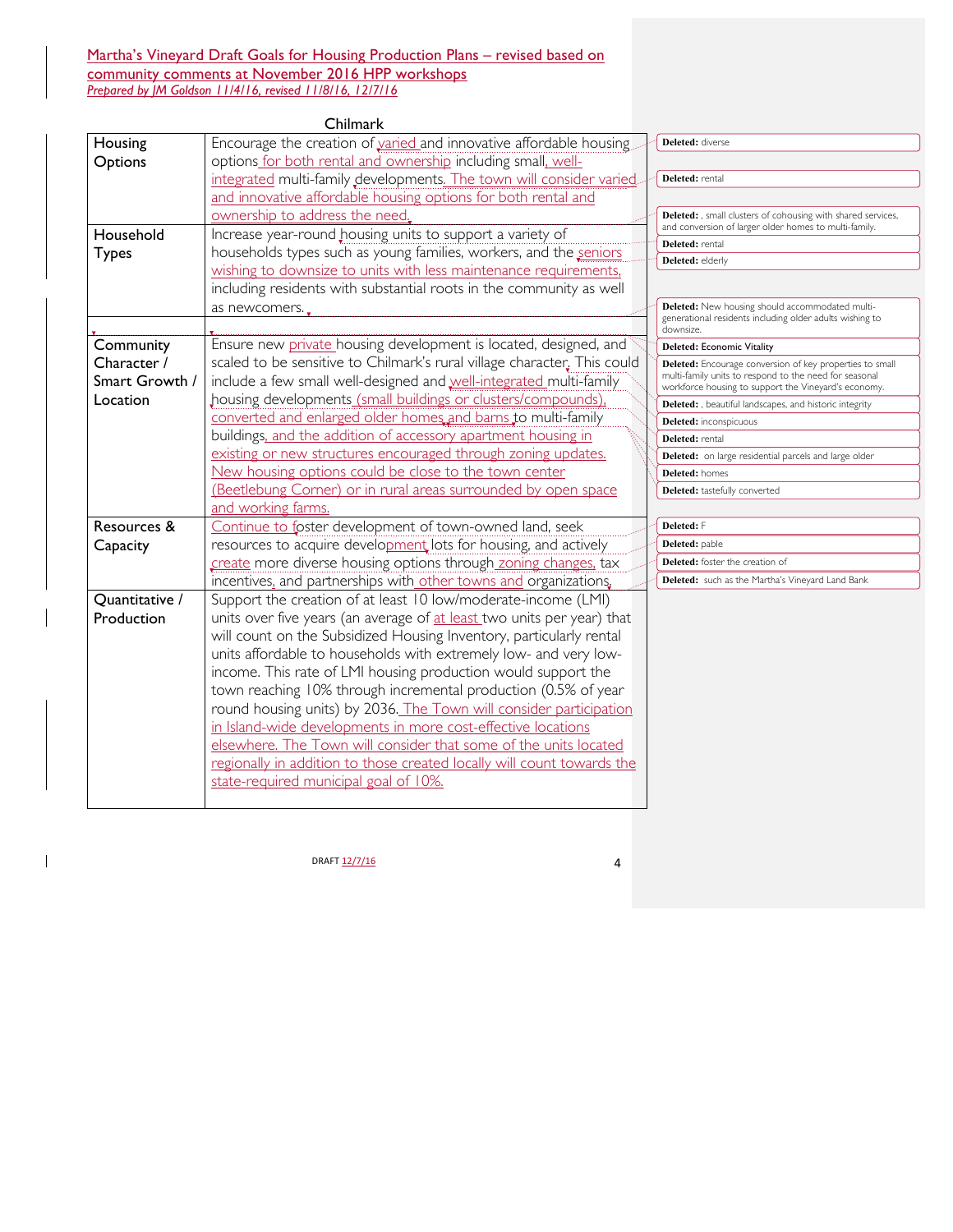Martha's Vineyard Draft Goals for Housing Production Plans – revised based on community comments at November 2016 HPP workshops

*Prepared by JM Goldson 11/4/16, revised 11/8/16, 12/7/16*

## Chilmark

| | |
|---|---|
| Housing Options | Encourage the creation of varied and innovative affordable housing options for both rental and ownership including small, well-integrated multi-family developments. The town will consider varied and innovative affordable housing options for both rental and ownership to address the need. |
| Household Types | Increase year-round housing units to support a variety of households types such as young families, workers, and the seniors wishing to downsize to units with less maintenance requirements, including residents with substantial roots in the community as well as newcomers. |
| | |
| Community Character / Smart Growth / Location | Ensure new private housing development is located, designed, and scaled to be sensitive to Chilmark's rural village character. This could include a few small well-designed and well-integrated multi-family housing developments (small buildings or clusters/compounds), converted and enlarged older homes and barns to multi-family buildings, and the addition of accessory apartment housing in existing or new structures encouraged through zoning updates. New housing options could be close to the town center (Beetlebung Corner) or in rural areas surrounded by open space and working farms. |
| Resources & Capacity | Continue to foster development of town-owned land, seek resources to acquire development lots for housing, and actively create more diverse housing options through zoning changes, tax incentives, and partnerships with other towns and organizations. |
| Quantitative / Production | Support the creation of at least 10 low/moderate-income (LMI) units over five years (an average of at least two units per year) that will count on the Subsidized Housing Inventory, particularly rental units affordable to households with extremely low- and very low-income. This rate of LMI housing production would support the town reaching 10% through incremental production (0.5% of year round housing units) by 2036. The Town will consider participation in Island-wide developments in more cost-effective locations elsewhere. The Town will consider that some of the units located regionally in addition to those created locally will count towards the state-required municipal goal of 10%. |

Deleted: diverse

Deleted: rental

Deleted: , small clusters of cohousing with shared services, and conversion of larger older homes to multi-family.

Deleted: rental

Deleted: elderly

Deleted: New housing should accommodated multi-generational residents including older adults wishing to downsize.

Deleted: Economic Vitality

Deleted: Encourage conversion of key properties to small multi-family units to respond to the need for seasonal workforce housing to support the Vineyard's economy.

Deleted: , beautiful landscapes, and historic integrity

Deleted: inconspicuous

Deleted: rental

Deleted: on large residential parcels and large older

Deleted: homes

Deleted: tastefully converted

Deleted: F

Deleted: pable

Deleted: foster the creation of

Deleted: such as the Martha's Vineyard Land Bank

DRAFT 12/7/16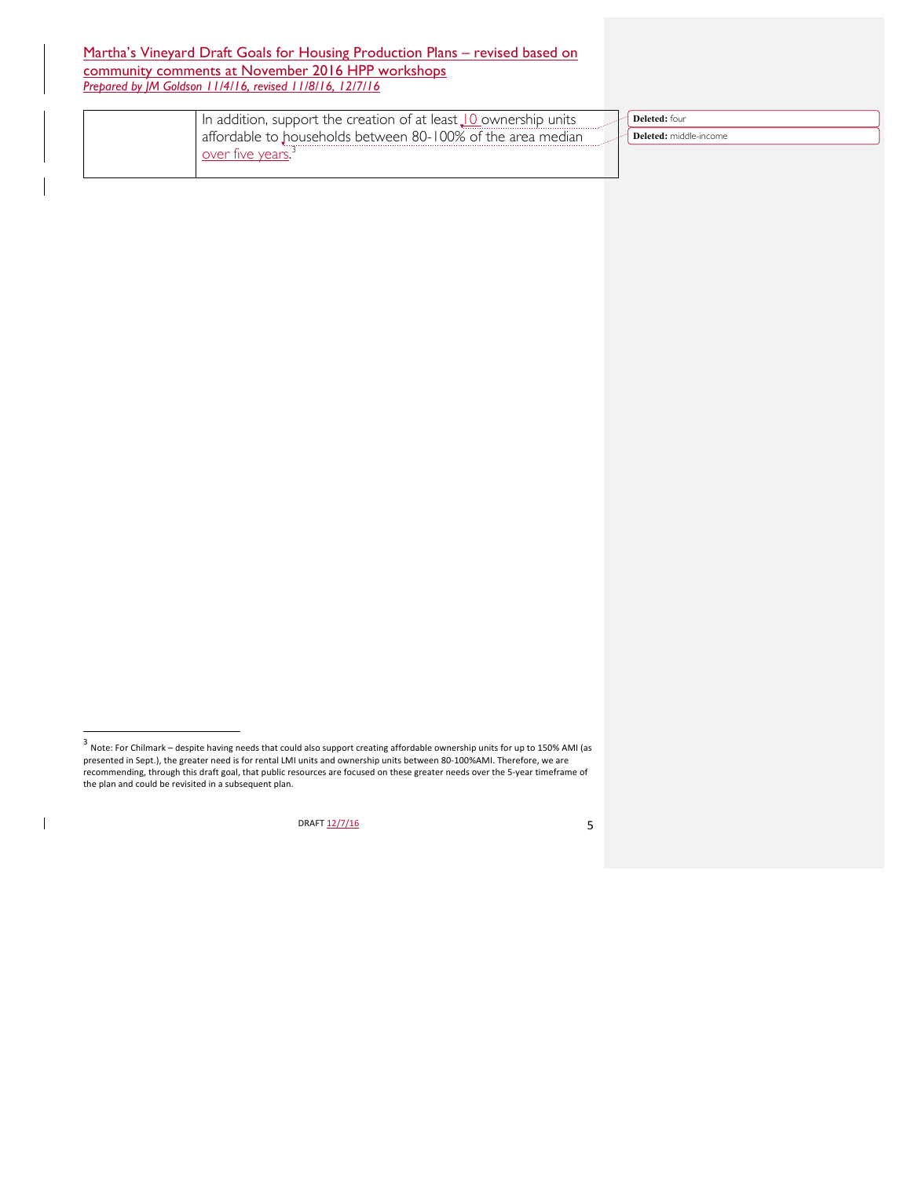| | |
|---|---|
| | In addition, support the creation of at least 10 ownership units affordable to households between 80-100% of the area median over five years.[3] |

Deleted: four

Deleted: middle-income

[3] Note: For Chilmark – despite having needs that could also support creating affordable ownership units for up to 150% AMI (as presented in Sept.), the greater need is for rental LMI units and ownership units between 80-100%AMI. Therefore, we are recommending, through this draft goal, that public resources are focused on these greater needs over the 5-year timeframe of the plan and could be revisited in a subsequent plan.